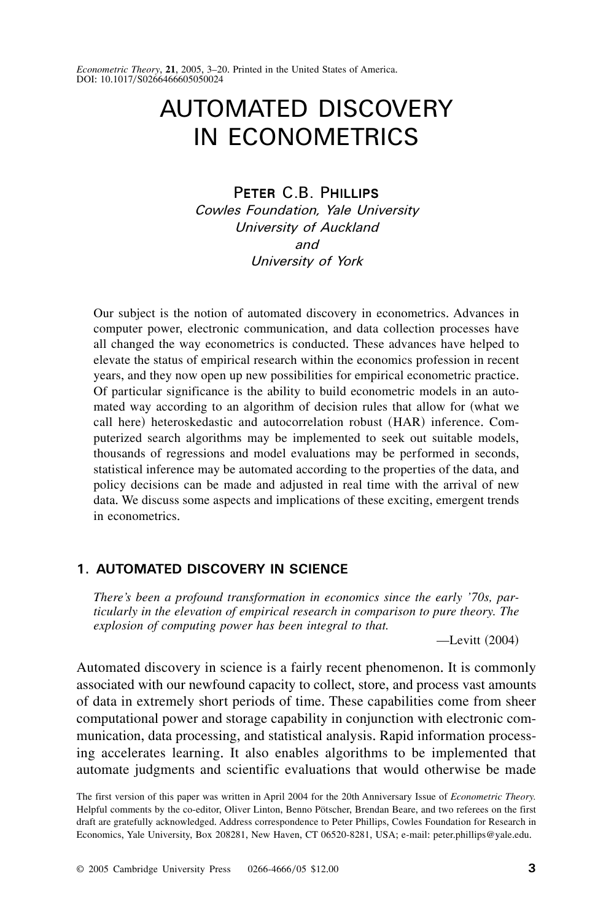# AUTOMATED DISCOVERY IN ECONOMETRICS

Peter C.B. Phillips
*Cowles Foundation, Yale University*
*University of Auckland*
*and*
*University of York*

Our subject is the notion of automated discovery in econometrics. Advances in computer power, electronic communication, and data collection processes have all changed the way econometrics is conducted. These advances have helped to elevate the status of empirical research within the economics profession in recent years, and they now open up new possibilities for empirical econometric practice. Of particular significance is the ability to build econometric models in an automated way according to an algorithm of decision rules that allow for (what we call here) heteroskedastic and autocorrelation robust (HAR) inference. Computerized search algorithms may be implemented to seek out suitable models, thousands of regressions and model evaluations may be performed in seconds, statistical inference may be automated according to the properties of the data, and policy decisions can be made and adjusted in real time with the arrival of new data. We discuss some aspects and implications of these exciting, emergent trends in econometrics.

## 1. AUTOMATED DISCOVERY IN SCIENCE

*There's been a profound transformation in economics since the early '70s, particularly in the elevation of empirical research in comparison to pure theory. The explosion of computing power has been integral to that.*

—Levitt (2004)

Automated discovery in science is a fairly recent phenomenon. It is commonly associated with our newfound capacity to collect, store, and process vast amounts of data in extremely short periods of time. These capabilities come from sheer computational power and storage capability in conjunction with electronic communication, data processing, and statistical analysis. Rapid information processing accelerates learning. It also enables algorithms to be implemented that automate judgments and scientific evaluations that would otherwise be made

The first version of this paper was written in April 2004 for the 20th Anniversary Issue of *Econometric Theory.* Helpful comments by the co-editor, Oliver Linton, Benno Pötscher, Brendan Beare, and two referees on the first draft are gratefully acknowledged. Address correspondence to Peter Phillips, Cowles Foundation for Research in Economics, Yale University, Box 208281, New Haven, CT 06520-8281, USA; e-mail: peter.phillips@yale.edu.

© 2005 Cambridge University Press 0266-4666/05 $12.00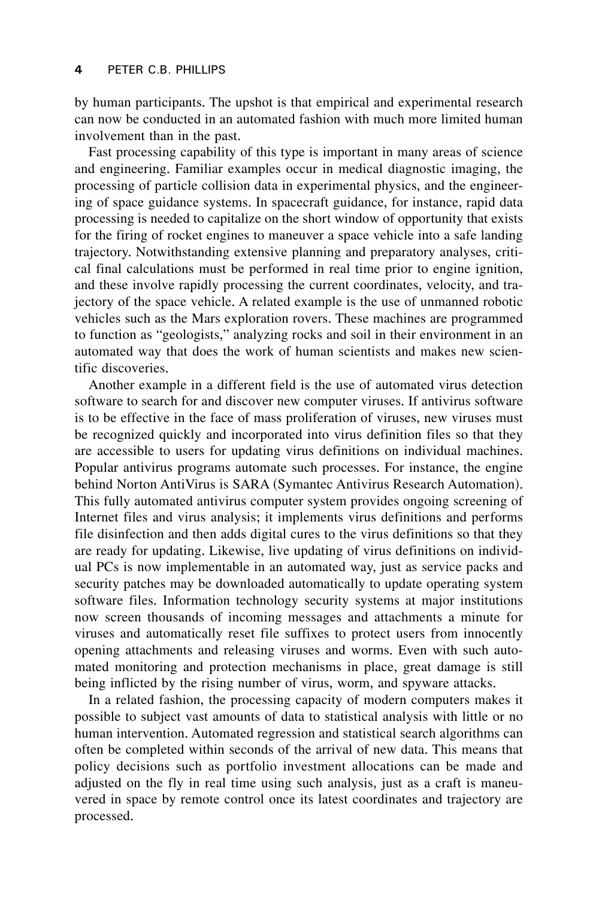by human participants. The upshot is that empirical and experimental research can now be conducted in an automated fashion with much more limited human involvement than in the past.

Fast processing capability of this type is important in many areas of science and engineering. Familiar examples occur in medical diagnostic imaging, the processing of particle collision data in experimental physics, and the engineering of space guidance systems. In spacecraft guidance, for instance, rapid data processing is needed to capitalize on the short window of opportunity that exists for the firing of rocket engines to maneuver a space vehicle into a safe landing trajectory. Notwithstanding extensive planning and preparatory analyses, critical final calculations must be performed in real time prior to engine ignition, and these involve rapidly processing the current coordinates, velocity, and trajectory of the space vehicle. A related example is the use of unmanned robotic vehicles such as the Mars exploration rovers. These machines are programmed to function as "geologists," analyzing rocks and soil in their environment in an automated way that does the work of human scientists and makes new scientific discoveries.

Another example in a different field is the use of automated virus detection software to search for and discover new computer viruses. If antivirus software is to be effective in the face of mass proliferation of viruses, new viruses must be recognized quickly and incorporated into virus definition files so that they are accessible to users for updating virus definitions on individual machines. Popular antivirus programs automate such processes. For instance, the engine behind Norton AntiVirus is SARA (Symantec Antivirus Research Automation). This fully automated antivirus computer system provides ongoing screening of Internet files and virus analysis; it implements virus definitions and performs file disinfection and then adds digital cures to the virus definitions so that they are ready for updating. Likewise, live updating of virus definitions on individual PCs is now implementable in an automated way, just as service packs and security patches may be downloaded automatically to update operating system software files. Information technology security systems at major institutions now screen thousands of incoming messages and attachments a minute for viruses and automatically reset file suffixes to protect users from innocently opening attachments and releasing viruses and worms. Even with such automated monitoring and protection mechanisms in place, great damage is still being inflicted by the rising number of virus, worm, and spyware attacks.

In a related fashion, the processing capacity of modern computers makes it possible to subject vast amounts of data to statistical analysis with little or no human intervention. Automated regression and statistical search algorithms can often be completed within seconds of the arrival of new data. This means that policy decisions such as portfolio investment allocations can be made and adjusted on the fly in real time using such analysis, just as a craft is maneuvered in space by remote control once its latest coordinates and trajectory are processed.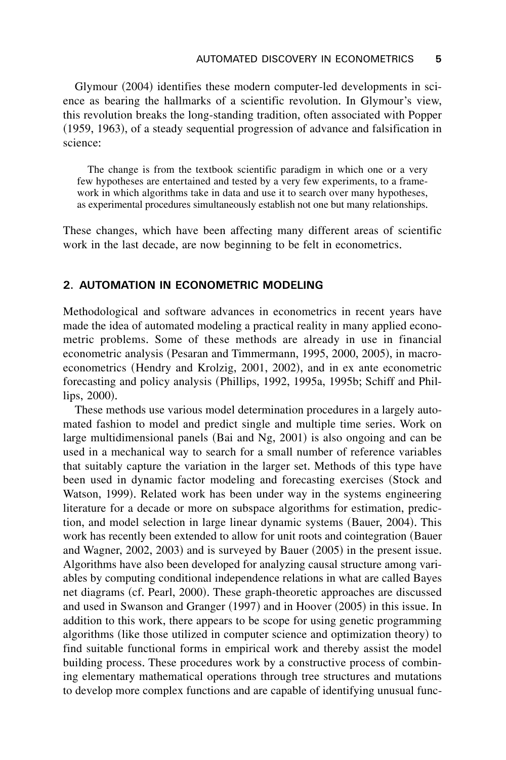Glymour (2004) identifies these modern computer-led developments in science as bearing the hallmarks of a scientific revolution. In Glymour's view, this revolution breaks the long-standing tradition, often associated with Popper (1959, 1963), of a steady sequential progression of advance and falsification in science:

> The change is from the textbook scientific paradigm in which one or a very few hypotheses are entertained and tested by a very few experiments, to a framework in which algorithms take in data and use it to search over many hypotheses, as experimental procedures simultaneously establish not one but many relationships.

These changes, which have been affecting many different areas of scientific work in the last decade, are now beginning to be felt in econometrics.

## 2. AUTOMATION IN ECONOMETRIC MODELING

Methodological and software advances in econometrics in recent years have made the idea of automated modeling a practical reality in many applied econometric problems. Some of these methods are already in use in financial econometric analysis (Pesaran and Timmermann, 1995, 2000, 2005), in macroeconometrics (Hendry and Krolzig, 2001, 2002), and in ex ante econometric forecasting and policy analysis (Phillips, 1992, 1995a, 1995b; Schiff and Phillips, 2000).

These methods use various model determination procedures in a largely automated fashion to model and predict single and multiple time series. Work on large multidimensional panels (Bai and Ng, 2001) is also ongoing and can be used in a mechanical way to search for a small number of reference variables that suitably capture the variation in the larger set. Methods of this type have been used in dynamic factor modeling and forecasting exercises (Stock and Watson, 1999). Related work has been under way in the systems engineering literature for a decade or more on subspace algorithms for estimation, prediction, and model selection in large linear dynamic systems (Bauer, 2004). This work has recently been extended to allow for unit roots and cointegration (Bauer and Wagner, 2002, 2003) and is surveyed by Bauer (2005) in the present issue. Algorithms have also been developed for analyzing causal structure among variables by computing conditional independence relations in what are called Bayes net diagrams (cf. Pearl, 2000). These graph-theoretic approaches are discussed and used in Swanson and Granger (1997) and in Hoover (2005) in this issue. In addition to this work, there appears to be scope for using genetic programming algorithms (like those utilized in computer science and optimization theory) to find suitable functional forms in empirical work and thereby assist the model building process. These procedures work by a constructive process of combining elementary mathematical operations through tree structures and mutations to develop more complex functions and are capable of identifying unusual func-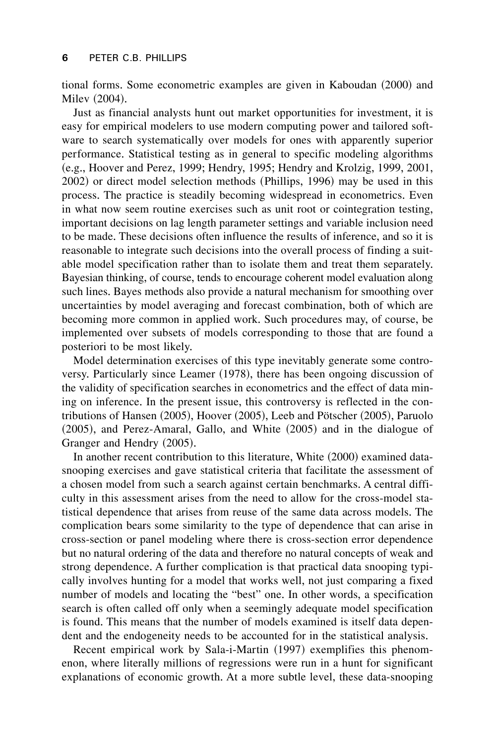tional forms. Some econometric examples are given in Kaboudan (2000) and Milev (2004).

Just as financial analysts hunt out market opportunities for investment, it is easy for empirical modelers to use modern computing power and tailored software to search systematically over models for ones with apparently superior performance. Statistical testing as in general to specific modeling algorithms (e.g., Hoover and Perez, 1999; Hendry, 1995; Hendry and Krolzig, 1999, 2001, 2002) or direct model selection methods (Phillips, 1996) may be used in this process. The practice is steadily becoming widespread in econometrics. Even in what now seem routine exercises such as unit root or cointegration testing, important decisions on lag length parameter settings and variable inclusion need to be made. These decisions often influence the results of inference, and so it is reasonable to integrate such decisions into the overall process of finding a suitable model specification rather than to isolate them and treat them separately. Bayesian thinking, of course, tends to encourage coherent model evaluation along such lines. Bayes methods also provide a natural mechanism for smoothing over uncertainties by model averaging and forecast combination, both of which are becoming more common in applied work. Such procedures may, of course, be implemented over subsets of models corresponding to those that are found a posteriori to be most likely.

Model determination exercises of this type inevitably generate some controversy. Particularly since Leamer (1978), there has been ongoing discussion of the validity of specification searches in econometrics and the effect of data mining on inference. In the present issue, this controversy is reflected in the contributions of Hansen (2005), Hoover (2005), Leeb and Pötscher (2005), Paruolo (2005), and Perez-Amaral, Gallo, and White (2005) and in the dialogue of Granger and Hendry (2005).

In another recent contribution to this literature, White (2000) examined data-snooping exercises and gave statistical criteria that facilitate the assessment of a chosen model from such a search against certain benchmarks. A central difficulty in this assessment arises from the need to allow for the cross-model statistical dependence that arises from reuse of the same data across models. The complication bears some similarity to the type of dependence that can arise in cross-section or panel modeling where there is cross-section error dependence but no natural ordering of the data and therefore no natural concepts of weak and strong dependence. A further complication is that practical data snooping typically involves hunting for a model that works well, not just comparing a fixed number of models and locating the "best" one. In other words, a specification search is often called off only when a seemingly adequate model specification is found. This means that the number of models examined is itself data dependent and the endogeneity needs to be accounted for in the statistical analysis.

Recent empirical work by Sala-i-Martin (1997) exemplifies this phenomenon, where literally millions of regressions were run in a hunt for significant explanations of economic growth. At a more subtle level, these data-snooping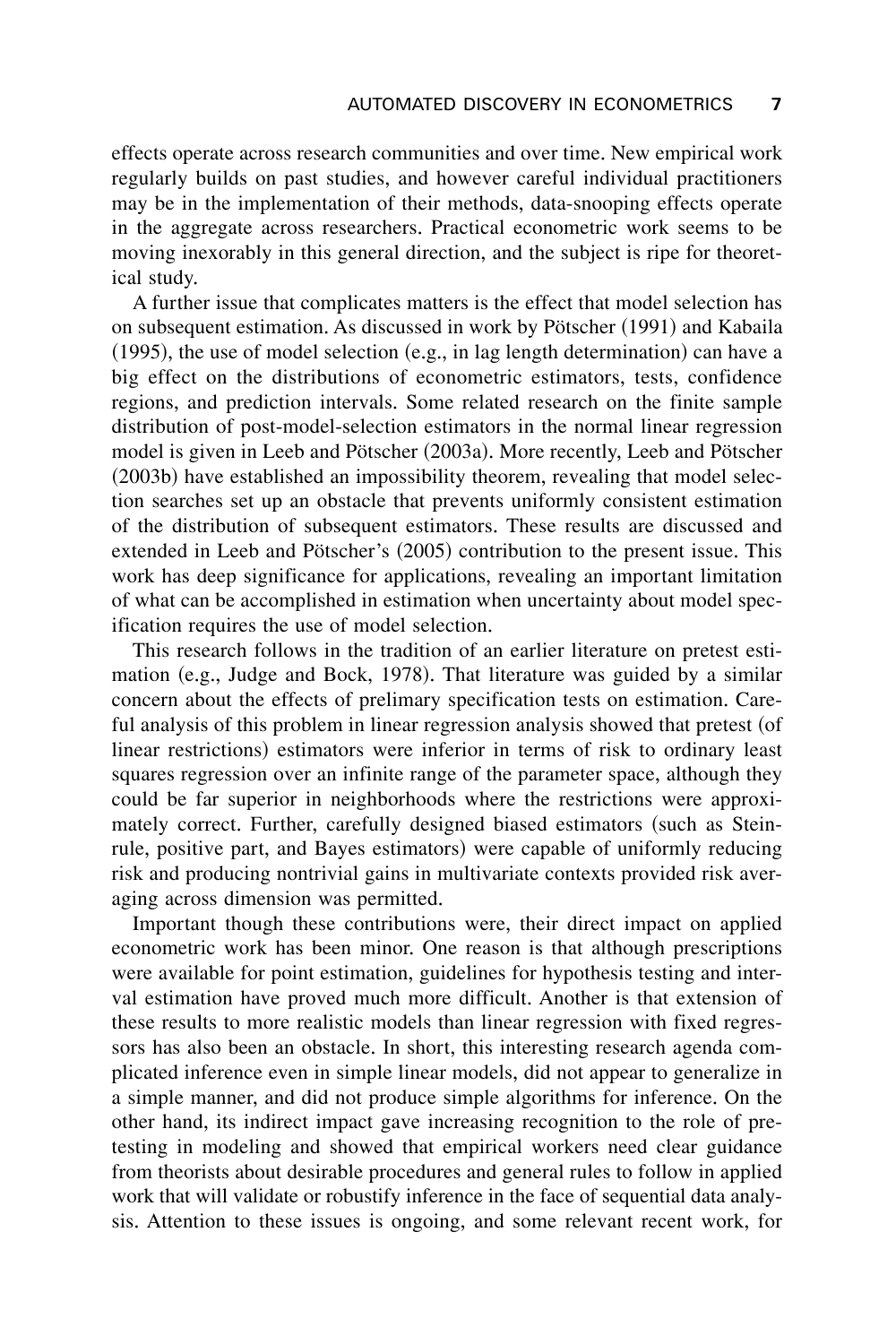effects operate across research communities and over time. New empirical work regularly builds on past studies, and however careful individual practitioners may be in the implementation of their methods, data-snooping effects operate in the aggregate across researchers. Practical econometric work seems to be moving inexorably in this general direction, and the subject is ripe for theoretical study.

A further issue that complicates matters is the effect that model selection has on subsequent estimation. As discussed in work by Pötscher (1991) and Kabaila (1995), the use of model selection (e.g., in lag length determination) can have a big effect on the distributions of econometric estimators, tests, confidence regions, and prediction intervals. Some related research on the finite sample distribution of post-model-selection estimators in the normal linear regression model is given in Leeb and Pötscher (2003a). More recently, Leeb and Pötscher (2003b) have established an impossibility theorem, revealing that model selection searches set up an obstacle that prevents uniformly consistent estimation of the distribution of subsequent estimators. These results are discussed and extended in Leeb and Pötscher's (2005) contribution to the present issue. This work has deep significance for applications, revealing an important limitation of what can be accomplished in estimation when uncertainty about model specification requires the use of model selection.

This research follows in the tradition of an earlier literature on pretest estimation (e.g., Judge and Bock, 1978). That literature was guided by a similar concern about the effects of prelimary specification tests on estimation. Careful analysis of this problem in linear regression analysis showed that pretest (of linear restrictions) estimators were inferior in terms of risk to ordinary least squares regression over an infinite range of the parameter space, although they could be far superior in neighborhoods where the restrictions were approximately correct. Further, carefully designed biased estimators (such as Stein-rule, positive part, and Bayes estimators) were capable of uniformly reducing risk and producing nontrivial gains in multivariate contexts provided risk averaging across dimension was permitted.

Important though these contributions were, their direct impact on applied econometric work has been minor. One reason is that although prescriptions were available for point estimation, guidelines for hypothesis testing and interval estimation have proved much more difficult. Another is that extension of these results to more realistic models than linear regression with fixed regressors has also been an obstacle. In short, this interesting research agenda complicated inference even in simple linear models, did not appear to generalize in a simple manner, and did not produce simple algorithms for inference. On the other hand, its indirect impact gave increasing recognition to the role of pretesting in modeling and showed that empirical workers need clear guidance from theorists about desirable procedures and general rules to follow in applied work that will validate or robustify inference in the face of sequential data analysis. Attention to these issues is ongoing, and some relevant recent work, for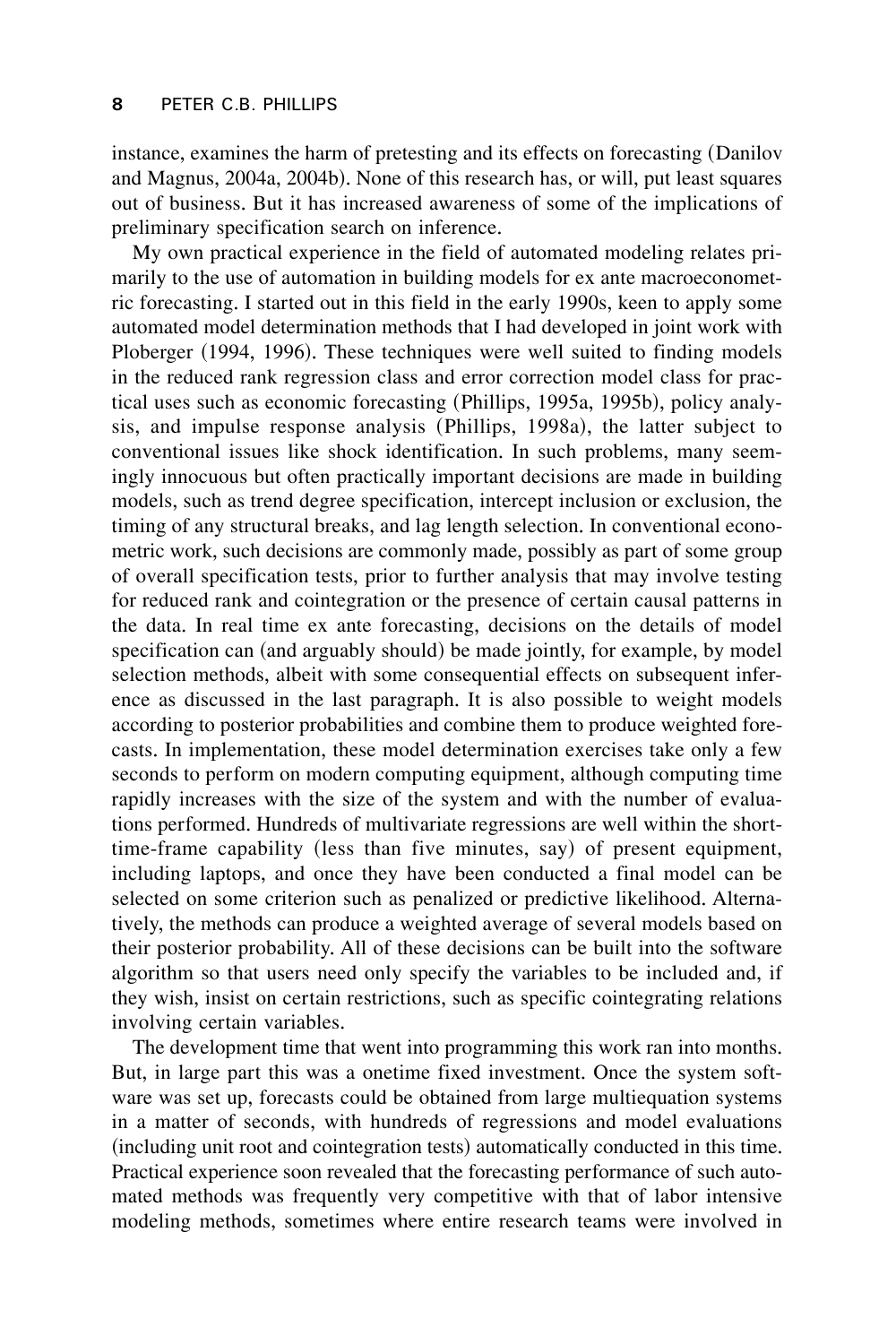instance, examines the harm of pretesting and its effects on forecasting (Danilov and Magnus, 2004a, 2004b). None of this research has, or will, put least squares out of business. But it has increased awareness of some of the implications of preliminary specification search on inference.

My own practical experience in the field of automated modeling relates primarily to the use of automation in building models for ex ante macroeconometric forecasting. I started out in this field in the early 1990s, keen to apply some automated model determination methods that I had developed in joint work with Ploberger (1994, 1996). These techniques were well suited to finding models in the reduced rank regression class and error correction model class for practical uses such as economic forecasting (Phillips, 1995a, 1995b), policy analysis, and impulse response analysis (Phillips, 1998a), the latter subject to conventional issues like shock identification. In such problems, many seemingly innocuous but often practically important decisions are made in building models, such as trend degree specification, intercept inclusion or exclusion, the timing of any structural breaks, and lag length selection. In conventional econometric work, such decisions are commonly made, possibly as part of some group of overall specification tests, prior to further analysis that may involve testing for reduced rank and cointegration or the presence of certain causal patterns in the data. In real time ex ante forecasting, decisions on the details of model specification can (and arguably should) be made jointly, for example, by model selection methods, albeit with some consequential effects on subsequent inference as discussed in the last paragraph. It is also possible to weight models according to posterior probabilities and combine them to produce weighted forecasts. In implementation, these model determination exercises take only a few seconds to perform on modern computing equipment, although computing time rapidly increases with the size of the system and with the number of evaluations performed. Hundreds of multivariate regressions are well within the short-time-frame capability (less than five minutes, say) of present equipment, including laptops, and once they have been conducted a final model can be selected on some criterion such as penalized or predictive likelihood. Alternatively, the methods can produce a weighted average of several models based on their posterior probability. All of these decisions can be built into the software algorithm so that users need only specify the variables to be included and, if they wish, insist on certain restrictions, such as specific cointegrating relations involving certain variables.

The development time that went into programming this work ran into months. But, in large part this was a onetime fixed investment. Once the system software was set up, forecasts could be obtained from large multiequation systems in a matter of seconds, with hundreds of regressions and model evaluations (including unit root and cointegration tests) automatically conducted in this time. Practical experience soon revealed that the forecasting performance of such automated methods was frequently very competitive with that of labor intensive modeling methods, sometimes where entire research teams were involved in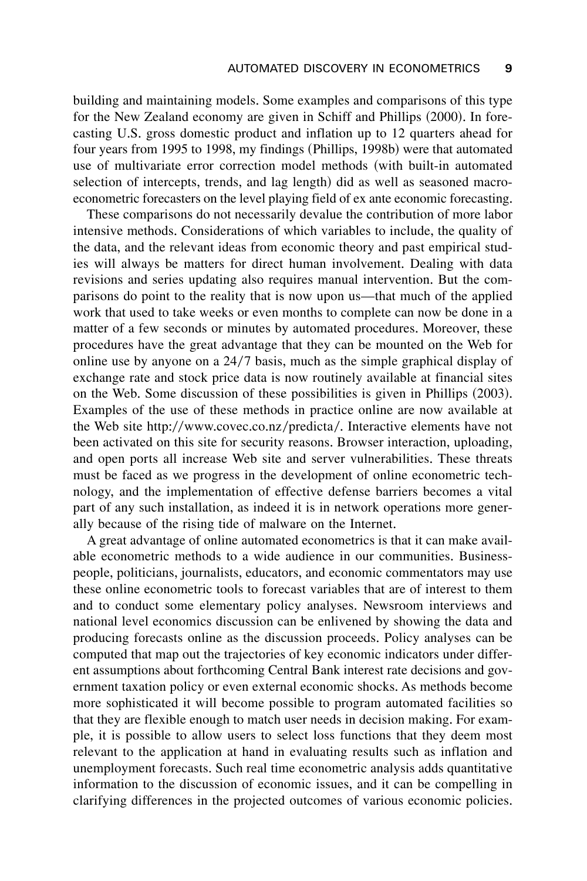building and maintaining models. Some examples and comparisons of this type for the New Zealand economy are given in Schiff and Phillips (2000). In forecasting U.S. gross domestic product and inflation up to 12 quarters ahead for four years from 1995 to 1998, my findings (Phillips, 1998b) were that automated use of multivariate error correction model methods (with built-in automated selection of intercepts, trends, and lag length) did as well as seasoned macroeconometric forecasters on the level playing field of ex ante economic forecasting.

These comparisons do not necessarily devalue the contribution of more labor intensive methods. Considerations of which variables to include, the quality of the data, and the relevant ideas from economic theory and past empirical studies will always be matters for direct human involvement. Dealing with data revisions and series updating also requires manual intervention. But the comparisons do point to the reality that is now upon us—that much of the applied work that used to take weeks or even months to complete can now be done in a matter of a few seconds or minutes by automated procedures. Moreover, these procedures have the great advantage that they can be mounted on the Web for online use by anyone on a 24/7 basis, much as the simple graphical display of exchange rate and stock price data is now routinely available at financial sites on the Web. Some discussion of these possibilities is given in Phillips (2003). Examples of the use of these methods in practice online are now available at the Web site http://www.covec.co.nz/predicta/. Interactive elements have not been activated on this site for security reasons. Browser interaction, uploading, and open ports all increase Web site and server vulnerabilities. These threats must be faced as we progress in the development of online econometric technology, and the implementation of effective defense barriers becomes a vital part of any such installation, as indeed it is in network operations more generally because of the rising tide of malware on the Internet.

A great advantage of online automated econometrics is that it can make available econometric methods to a wide audience in our communities. Businesspeople, politicians, journalists, educators, and economic commentators may use these online econometric tools to forecast variables that are of interest to them and to conduct some elementary policy analyses. Newsroom interviews and national level economics discussion can be enlivened by showing the data and producing forecasts online as the discussion proceeds. Policy analyses can be computed that map out the trajectories of key economic indicators under different assumptions about forthcoming Central Bank interest rate decisions and government taxation policy or even external economic shocks. As methods become more sophisticated it will become possible to program automated facilities so that they are flexible enough to match user needs in decision making. For example, it is possible to allow users to select loss functions that they deem most relevant to the application at hand in evaluating results such as inflation and unemployment forecasts. Such real time econometric analysis adds quantitative information to the discussion of economic issues, and it can be compelling in clarifying differences in the projected outcomes of various economic policies.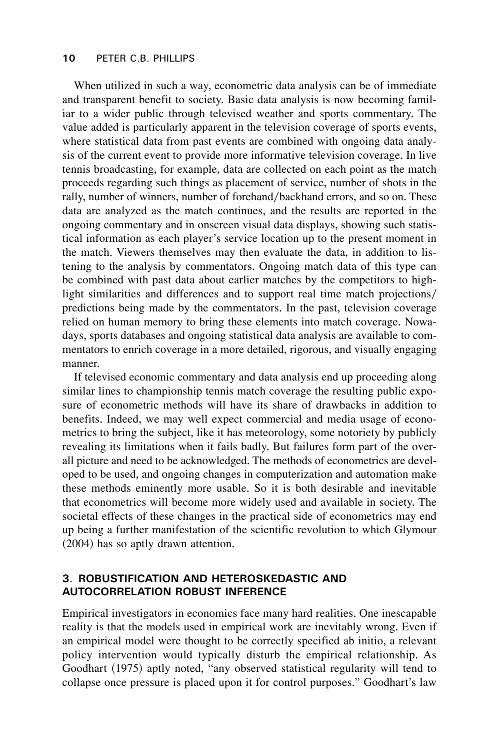When utilized in such a way, econometric data analysis can be of immediate and transparent benefit to society. Basic data analysis is now becoming familiar to a wider public through televised weather and sports commentary. The value added is particularly apparent in the television coverage of sports events, where statistical data from past events are combined with ongoing data analysis of the current event to provide more informative television coverage. In live tennis broadcasting, for example, data are collected on each point as the match proceeds regarding such things as placement of service, number of shots in the rally, number of winners, number of forehand/backhand errors, and so on. These data are analyzed as the match continues, and the results are reported in the ongoing commentary and in onscreen visual data displays, showing such statistical information as each player's service location up to the present moment in the match. Viewers themselves may then evaluate the data, in addition to listening to the analysis by commentators. Ongoing match data of this type can be combined with past data about earlier matches by the competitors to highlight similarities and differences and to support real time match projections/predictions being made by the commentators. In the past, television coverage relied on human memory to bring these elements into match coverage. Nowadays, sports databases and ongoing statistical data analysis are available to commentators to enrich coverage in a more detailed, rigorous, and visually engaging manner.

If televised economic commentary and data analysis end up proceeding along similar lines to championship tennis match coverage the resulting public exposure of econometric methods will have its share of drawbacks in addition to benefits. Indeed, we may well expect commercial and media usage of econometrics to bring the subject, like it has meteorology, some notoriety by publicly revealing its limitations when it fails badly. But failures form part of the overall picture and need to be acknowledged. The methods of econometrics are developed to be used, and ongoing changes in computerization and automation make these methods eminently more usable. So it is both desirable and inevitable that econometrics will become more widely used and available in society. The societal effects of these changes in the practical side of econometrics may end up being a further manifestation of the scientific revolution to which Glymour (2004) has so aptly drawn attention.

## 3. ROBUSTIFICATION AND HETEROSKEDASTIC AND AUTOCORRELATION ROBUST INFERENCE

Empirical investigators in economics face many hard realities. One inescapable reality is that the models used in empirical work are inevitably wrong. Even if an empirical model were thought to be correctly specified ab initio, a relevant policy intervention would typically disturb the empirical relationship. As Goodhart (1975) aptly noted, "any observed statistical regularity will tend to collapse once pressure is placed upon it for control purposes." Goodhart's law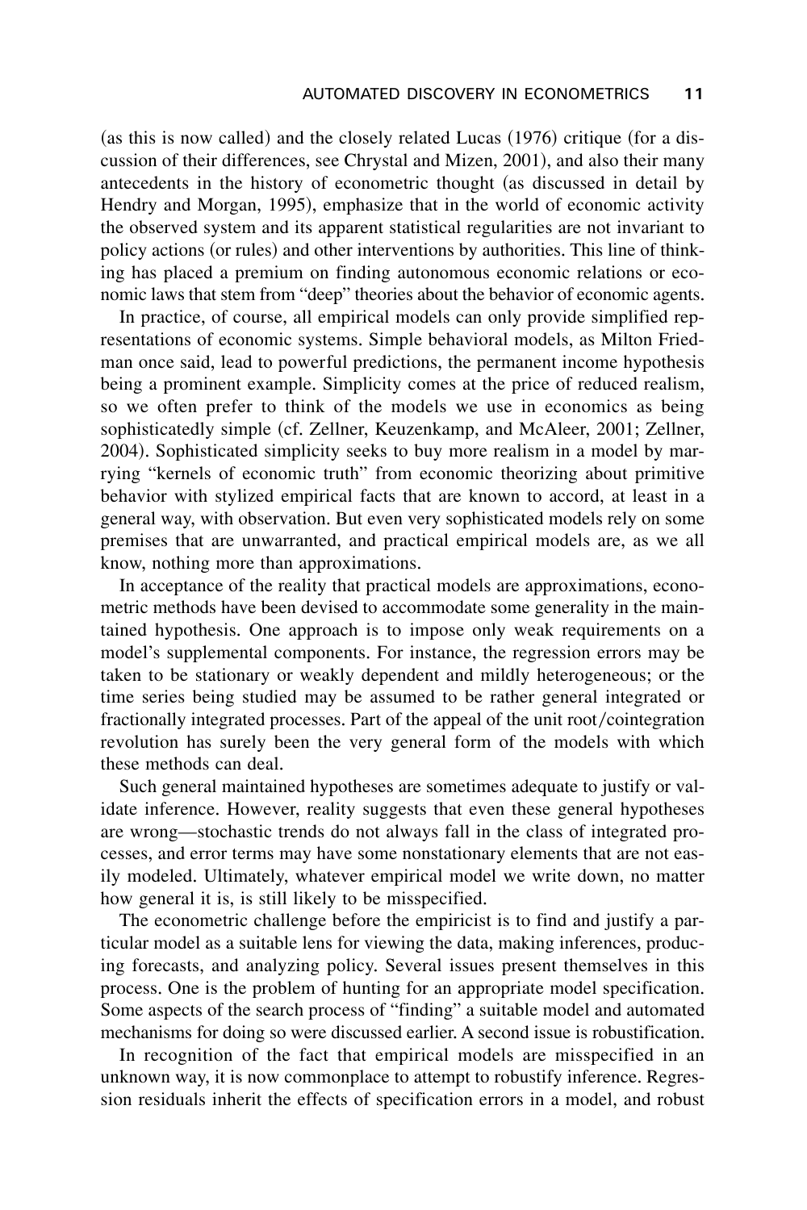(as this is now called) and the closely related Lucas (1976) critique (for a discussion of their differences, see Chrystal and Mizen, 2001), and also their many antecedents in the history of econometric thought (as discussed in detail by Hendry and Morgan, 1995), emphasize that in the world of economic activity the observed system and its apparent statistical regularities are not invariant to policy actions (or rules) and other interventions by authorities. This line of thinking has placed a premium on finding autonomous economic relations or economic laws that stem from "deep" theories about the behavior of economic agents.

In practice, of course, all empirical models can only provide simplified representations of economic systems. Simple behavioral models, as Milton Friedman once said, lead to powerful predictions, the permanent income hypothesis being a prominent example. Simplicity comes at the price of reduced realism, so we often prefer to think of the models we use in economics as being sophisticatedly simple (cf. Zellner, Keuzenkamp, and McAleer, 2001; Zellner, 2004). Sophisticated simplicity seeks to buy more realism in a model by marrying "kernels of economic truth" from economic theorizing about primitive behavior with stylized empirical facts that are known to accord, at least in a general way, with observation. But even very sophisticated models rely on some premises that are unwarranted, and practical empirical models are, as we all know, nothing more than approximations.

In acceptance of the reality that practical models are approximations, econometric methods have been devised to accommodate some generality in the maintained hypothesis. One approach is to impose only weak requirements on a model's supplemental components. For instance, the regression errors may be taken to be stationary or weakly dependent and mildly heterogeneous; or the time series being studied may be assumed to be rather general integrated or fractionally integrated processes. Part of the appeal of the unit root/cointegration revolution has surely been the very general form of the models with which these methods can deal.

Such general maintained hypotheses are sometimes adequate to justify or validate inference. However, reality suggests that even these general hypotheses are wrong—stochastic trends do not always fall in the class of integrated processes, and error terms may have some nonstationary elements that are not easily modeled. Ultimately, whatever empirical model we write down, no matter how general it is, is still likely to be misspecified.

The econometric challenge before the empiricist is to find and justify a particular model as a suitable lens for viewing the data, making inferences, producing forecasts, and analyzing policy. Several issues present themselves in this process. One is the problem of hunting for an appropriate model specification. Some aspects of the search process of "finding" a suitable model and automated mechanisms for doing so were discussed earlier. A second issue is robustification.

In recognition of the fact that empirical models are misspecified in an unknown way, it is now commonplace to attempt to robustify inference. Regression residuals inherit the effects of specification errors in a model, and robust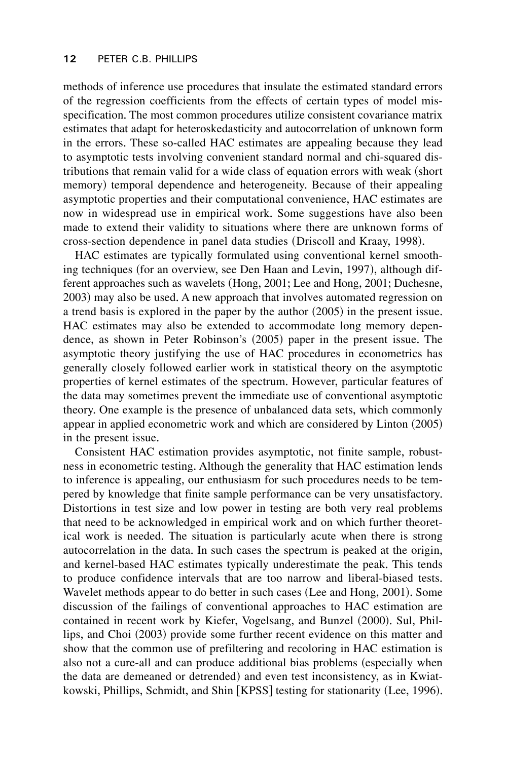methods of inference use procedures that insulate the estimated standard errors of the regression coefficients from the effects of certain types of model misspecification. The most common procedures utilize consistent covariance matrix estimates that adapt for heteroskedasticity and autocorrelation of unknown form in the errors. These so-called HAC estimates are appealing because they lead to asymptotic tests involving convenient standard normal and chi-squared distributions that remain valid for a wide class of equation errors with weak (short memory) temporal dependence and heterogeneity. Because of their appealing asymptotic properties and their computational convenience, HAC estimates are now in widespread use in empirical work. Some suggestions have also been made to extend their validity to situations where there are unknown forms of cross-section dependence in panel data studies (Driscoll and Kraay, 1998).

HAC estimates are typically formulated using conventional kernel smoothing techniques (for an overview, see Den Haan and Levin, 1997), although different approaches such as wavelets (Hong, 2001; Lee and Hong, 2001; Duchesne, 2003) may also be used. A new approach that involves automated regression on a trend basis is explored in the paper by the author (2005) in the present issue. HAC estimates may also be extended to accommodate long memory dependence, as shown in Peter Robinson's (2005) paper in the present issue. The asymptotic theory justifying the use of HAC procedures in econometrics has generally closely followed earlier work in statistical theory on the asymptotic properties of kernel estimates of the spectrum. However, particular features of the data may sometimes prevent the immediate use of conventional asymptotic theory. One example is the presence of unbalanced data sets, which commonly appear in applied econometric work and which are considered by Linton (2005) in the present issue.

Consistent HAC estimation provides asymptotic, not finite sample, robustness in econometric testing. Although the generality that HAC estimation lends to inference is appealing, our enthusiasm for such procedures needs to be tempered by knowledge that finite sample performance can be very unsatisfactory. Distortions in test size and low power in testing are both very real problems that need to be acknowledged in empirical work and on which further theoretical work is needed. The situation is particularly acute when there is strong autocorrelation in the data. In such cases the spectrum is peaked at the origin, and kernel-based HAC estimates typically underestimate the peak. This tends to produce confidence intervals that are too narrow and liberal-biased tests. Wavelet methods appear to do better in such cases (Lee and Hong, 2001). Some discussion of the failings of conventional approaches to HAC estimation are contained in recent work by Kiefer, Vogelsang, and Bunzel (2000). Sul, Phillips, and Choi (2003) provide some further recent evidence on this matter and show that the common use of prefiltering and recoloring in HAC estimation is also not a cure-all and can produce additional bias problems (especially when the data are demeaned or detrended) and even test inconsistency, as in Kwiatkowski, Phillips, Schmidt, and Shin [KPSS] testing for stationarity (Lee, 1996).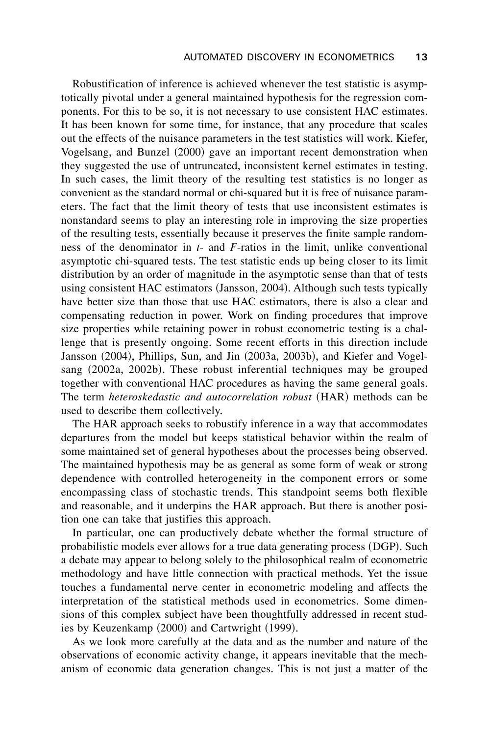Robustification of inference is achieved whenever the test statistic is asymptotically pivotal under a general maintained hypothesis for the regression components. For this to be so, it is not necessary to use consistent HAC estimates. It has been known for some time, for instance, that any procedure that scales out the effects of the nuisance parameters in the test statistics will work. Kiefer, Vogelsang, and Bunzel (2000) gave an important recent demonstration when they suggested the use of untruncated, inconsistent kernel estimates in testing. In such cases, the limit theory of the resulting test statistics is no longer as convenient as the standard normal or chi-squared but it is free of nuisance parameters. The fact that the limit theory of tests that use inconsistent estimates is nonstandard seems to play an interesting role in improving the size properties of the resulting tests, essentially because it preserves the finite sample randomness of the denominator in $t$- and $F$-ratios in the limit, unlike conventional asymptotic chi-squared tests. The test statistic ends up being closer to its limit distribution by an order of magnitude in the asymptotic sense than that of tests using consistent HAC estimators (Jansson, 2004). Although such tests typically have better size than those that use HAC estimators, there is also a clear and compensating reduction in power. Work on finding procedures that improve size properties while retaining power in robust econometric testing is a challenge that is presently ongoing. Some recent efforts in this direction include Jansson (2004), Phillips, Sun, and Jin (2003a, 2003b), and Kiefer and Vogelsang (2002a, 2002b). These robust inferential techniques may be grouped together with conventional HAC procedures as having the same general goals. The term *heteroskedastic and autocorrelation robust* (HAR) methods can be used to describe them collectively.

The HAR approach seeks to robustify inference in a way that accommodates departures from the model but keeps statistical behavior within the realm of some maintained set of general hypotheses about the processes being observed. The maintained hypothesis may be as general as some form of weak or strong dependence with controlled heterogeneity in the component errors or some encompassing class of stochastic trends. This standpoint seems both flexible and reasonable, and it underpins the HAR approach. But there is another position one can take that justifies this approach.

In particular, one can productively debate whether the formal structure of probabilistic models ever allows for a true data generating process (DGP). Such a debate may appear to belong solely to the philosophical realm of econometric methodology and have little connection with practical methods. Yet the issue touches a fundamental nerve center in econometric modeling and affects the interpretation of the statistical methods used in econometrics. Some dimensions of this complex subject have been thoughtfully addressed in recent studies by Keuzenkamp (2000) and Cartwright (1999).

As we look more carefully at the data and as the number and nature of the observations of economic activity change, it appears inevitable that the mechanism of economic data generation changes. This is not just a matter of the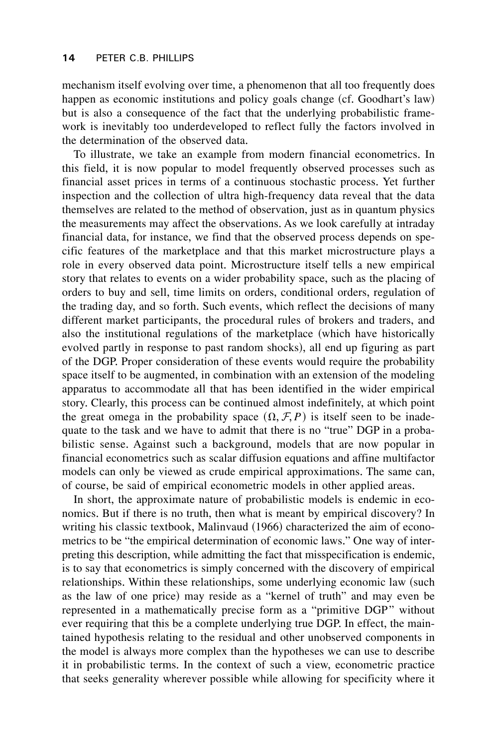mechanism itself evolving over time, a phenomenon that all too frequently does happen as economic institutions and policy goals change (cf. Goodhart's law) but is also a consequence of the fact that the underlying probabilistic framework is inevitably too underdeveloped to reflect fully the factors involved in the determination of the observed data.

To illustrate, we take an example from modern financial econometrics. In this field, it is now popular to model frequently observed processes such as financial asset prices in terms of a continuous stochastic process. Yet further inspection and the collection of ultra high-frequency data reveal that the data themselves are related to the method of observation, just as in quantum physics the measurements may affect the observations. As we look carefully at intraday financial data, for instance, we find that the observed process depends on specific features of the marketplace and that this market microstructure plays a role in every observed data point. Microstructure itself tells a new empirical story that relates to events on a wider probability space, such as the placing of orders to buy and sell, time limits on orders, conditional orders, regulation of the trading day, and so forth. Such events, which reflect the decisions of many different market participants, the procedural rules of brokers and traders, and also the institutional regulations of the marketplace (which have historically evolved partly in response to past random shocks), all end up figuring as part of the DGP. Proper consideration of these events would require the probability space itself to be augmented, in combination with an extension of the modeling apparatus to accommodate all that has been identified in the wider empirical story. Clearly, this process can be continued almost indefinitely, at which point the great omega in the probability space $(\Omega, \mathcal{F}, P)$ is itself seen to be inadequate to the task and we have to admit that there is no "true" DGP in a probabilistic sense. Against such a background, models that are now popular in financial econometrics such as scalar diffusion equations and affine multifactor models can only be viewed as crude empirical approximations. The same can, of course, be said of empirical econometric models in other applied areas.

In short, the approximate nature of probabilistic models is endemic in economics. But if there is no truth, then what is meant by empirical discovery? In writing his classic textbook, Malinvaud (1966) characterized the aim of econometrics to be "the empirical determination of economic laws." One way of interpreting this description, while admitting the fact that misspecification is endemic, is to say that econometrics is simply concerned with the discovery of empirical relationships. Within these relationships, some underlying economic law (such as the law of one price) may reside as a "kernel of truth" and may even be represented in a mathematically precise form as a "primitive DGP" without ever requiring that this be a complete underlying true DGP. In effect, the maintained hypothesis relating to the residual and other unobserved components in the model is always more complex than the hypotheses we can use to describe it in probabilistic terms. In the context of such a view, econometric practice that seeks generality wherever possible while allowing for specificity where it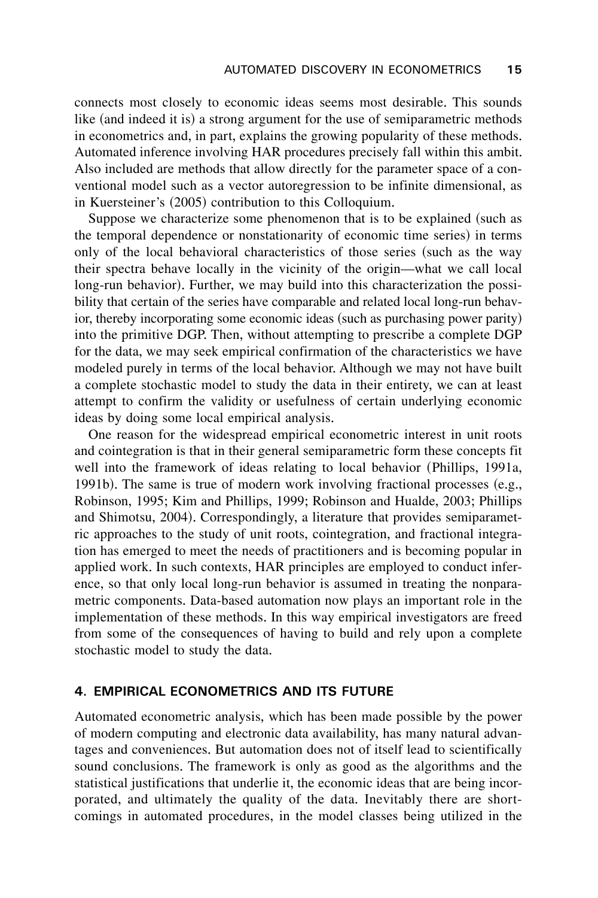connects most closely to economic ideas seems most desirable. This sounds like (and indeed it is) a strong argument for the use of semiparametric methods in econometrics and, in part, explains the growing popularity of these methods. Automated inference involving HAR procedures precisely fall within this ambit. Also included are methods that allow directly for the parameter space of a conventional model such as a vector autoregression to be infinite dimensional, as in Kuersteiner's (2005) contribution to this Colloquium.

Suppose we characterize some phenomenon that is to be explained (such as the temporal dependence or nonstationarity of economic time series) in terms only of the local behavioral characteristics of those series (such as the way their spectra behave locally in the vicinity of the origin—what we call local long-run behavior). Further, we may build into this characterization the possibility that certain of the series have comparable and related local long-run behavior, thereby incorporating some economic ideas (such as purchasing power parity) into the primitive DGP. Then, without attempting to prescribe a complete DGP for the data, we may seek empirical confirmation of the characteristics we have modeled purely in terms of the local behavior. Although we may not have built a complete stochastic model to study the data in their entirety, we can at least attempt to confirm the validity or usefulness of certain underlying economic ideas by doing some local empirical analysis.

One reason for the widespread empirical econometric interest in unit roots and cointegration is that in their general semiparametric form these concepts fit well into the framework of ideas relating to local behavior (Phillips, 1991a, 1991b). The same is true of modern work involving fractional processes (e.g., Robinson, 1995; Kim and Phillips, 1999; Robinson and Hualde, 2003; Phillips and Shimotsu, 2004). Correspondingly, a literature that provides semiparametric approaches to the study of unit roots, cointegration, and fractional integration has emerged to meet the needs of practitioners and is becoming popular in applied work. In such contexts, HAR principles are employed to conduct inference, so that only local long-run behavior is assumed in treating the nonparametric components. Data-based automation now plays an important role in the implementation of these methods. In this way empirical investigators are freed from some of the consequences of having to build and rely upon a complete stochastic model to study the data.

## 4. EMPIRICAL ECONOMETRICS AND ITS FUTURE

Automated econometric analysis, which has been made possible by the power of modern computing and electronic data availability, has many natural advantages and conveniences. But automation does not of itself lead to scientifically sound conclusions. The framework is only as good as the algorithms and the statistical justifications that underlie it, the economic ideas that are being incorporated, and ultimately the quality of the data. Inevitably there are shortcomings in automated procedures, in the model classes being utilized in the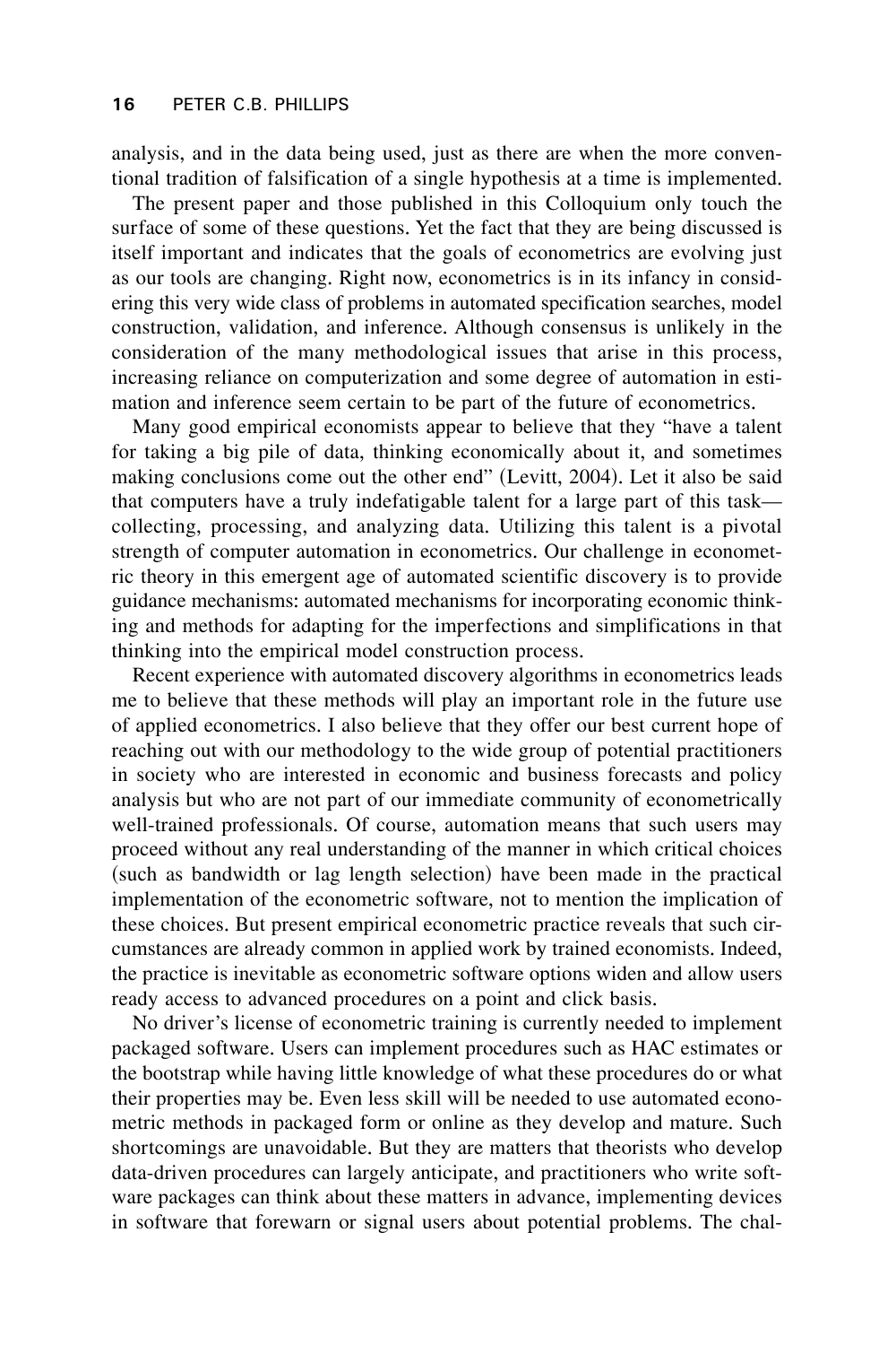analysis, and in the data being used, just as there are when the more conventional tradition of falsification of a single hypothesis at a time is implemented.

The present paper and those published in this Colloquium only touch the surface of some of these questions. Yet the fact that they are being discussed is itself important and indicates that the goals of econometrics are evolving just as our tools are changing. Right now, econometrics is in its infancy in considering this very wide class of problems in automated specification searches, model construction, validation, and inference. Although consensus is unlikely in the consideration of the many methodological issues that arise in this process, increasing reliance on computerization and some degree of automation in estimation and inference seem certain to be part of the future of econometrics.

Many good empirical economists appear to believe that they "have a talent for taking a big pile of data, thinking economically about it, and sometimes making conclusions come out the other end" (Levitt, 2004). Let it also be said that computers have a truly indefatigable talent for a large part of this task—collecting, processing, and analyzing data. Utilizing this talent is a pivotal strength of computer automation in econometrics. Our challenge in econometric theory in this emergent age of automated scientific discovery is to provide guidance mechanisms: automated mechanisms for incorporating economic thinking and methods for adapting for the imperfections and simplifications in that thinking into the empirical model construction process.

Recent experience with automated discovery algorithms in econometrics leads me to believe that these methods will play an important role in the future use of applied econometrics. I also believe that they offer our best current hope of reaching out with our methodology to the wide group of potential practitioners in society who are interested in economic and business forecasts and policy analysis but who are not part of our immediate community of econometrically well-trained professionals. Of course, automation means that such users may proceed without any real understanding of the manner in which critical choices (such as bandwidth or lag length selection) have been made in the practical implementation of the econometric software, not to mention the implication of these choices. But present empirical econometric practice reveals that such circumstances are already common in applied work by trained economists. Indeed, the practice is inevitable as econometric software options widen and allow users ready access to advanced procedures on a point and click basis.

No driver's license of econometric training is currently needed to implement packaged software. Users can implement procedures such as HAC estimates or the bootstrap while having little knowledge of what these procedures do or what their properties may be. Even less skill will be needed to use automated econometric methods in packaged form or online as they develop and mature. Such shortcomings are unavoidable. But they are matters that theorists who develop data-driven procedures can largely anticipate, and practitioners who write software packages can think about these matters in advance, implementing devices in software that forewarn or signal users about potential problems. The chal-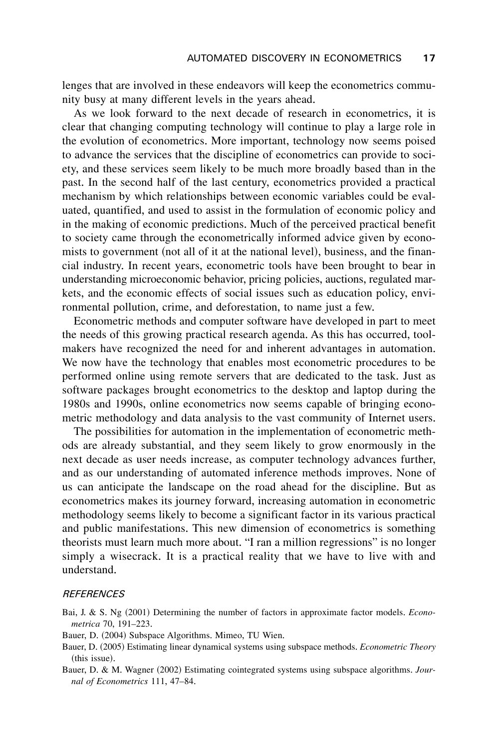lenges that are involved in these endeavors will keep the econometrics community busy at many different levels in the years ahead.

As we look forward to the next decade of research in econometrics, it is clear that changing computing technology will continue to play a large role in the evolution of econometrics. More important, technology now seems poised to advance the services that the discipline of econometrics can provide to society, and these services seem likely to be much more broadly based than in the past. In the second half of the last century, econometrics provided a practical mechanism by which relationships between economic variables could be evaluated, quantified, and used to assist in the formulation of economic policy and in the making of economic predictions. Much of the perceived practical benefit to society came through the econometrically informed advice given by economists to government (not all of it at the national level), business, and the financial industry. In recent years, econometric tools have been brought to bear in understanding microeconomic behavior, pricing policies, auctions, regulated markets, and the economic effects of social issues such as education policy, environmental pollution, crime, and deforestation, to name just a few.

Econometric methods and computer software have developed in part to meet the needs of this growing practical research agenda. As this has occurred, toolmakers have recognized the need for and inherent advantages in automation. We now have the technology that enables most econometric procedures to be performed online using remote servers that are dedicated to the task. Just as software packages brought econometrics to the desktop and laptop during the 1980s and 1990s, online econometrics now seems capable of bringing econometric methodology and data analysis to the vast community of Internet users.

The possibilities for automation in the implementation of econometric methods are already substantial, and they seem likely to grow enormously in the next decade as user needs increase, as computer technology advances further, and as our understanding of automated inference methods improves. None of us can anticipate the landscape on the road ahead for the discipline. But as econometrics makes its journey forward, increasing automation in econometric methodology seems likely to become a significant factor in its various practical and public manifestations. This new dimension of econometrics is something theorists must learn much more about. "I ran a million regressions" is no longer simply a wisecrack. It is a practical reality that we have to live with and understand.

## *REFERENCES*

Bai, J. & S. Ng (2001) Determining the number of factors in approximate factor models. *Econometrica* 70, 191–223.

Bauer, D. (2004) Subspace Algorithms. Mimeo, TU Wien.

Bauer, D. (2005) Estimating linear dynamical systems using subspace methods. *Econometric Theory* (this issue).

Bauer, D. & M. Wagner (2002) Estimating cointegrated systems using subspace algorithms. *Journal of Econometrics* 111, 47–84.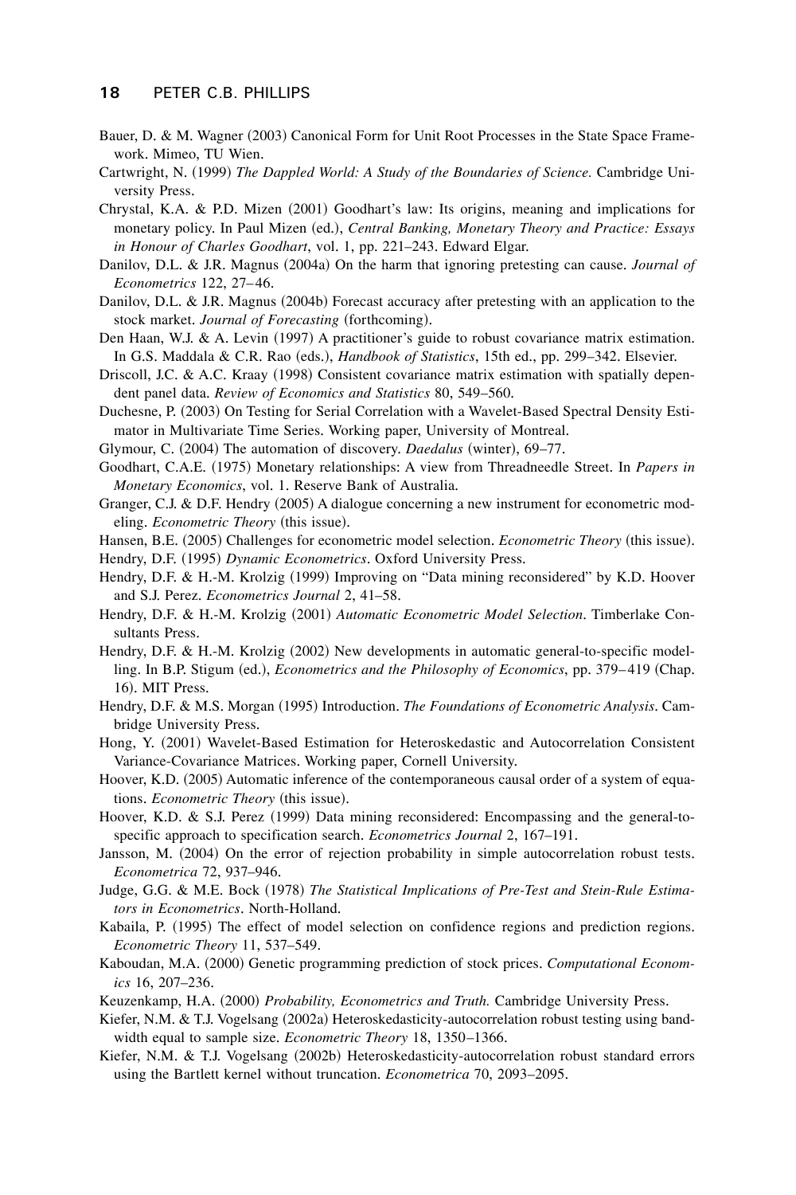Bauer, D. & M. Wagner (2003) Canonical Form for Unit Root Processes in the State Space Framework. Mimeo, TU Wien.

Cartwright, N. (1999) *The Dappled World: A Study of the Boundaries of Science.* Cambridge University Press.

Chrystal, K.A. & P.D. Mizen (2001) Goodhart's law: Its origins, meaning and implications for monetary policy. In Paul Mizen (ed.), *Central Banking, Monetary Theory and Practice: Essays in Honour of Charles Goodhart*, vol. 1, pp. 221–243. Edward Elgar.

Danilov, D.L. & J.R. Magnus (2004a) On the harm that ignoring pretesting can cause. *Journal of Econometrics* 122, 27–46.

Danilov, D.L. & J.R. Magnus (2004b) Forecast accuracy after pretesting with an application to the stock market. *Journal of Forecasting* (forthcoming).

Den Haan, W.J. & A. Levin (1997) A practitioner's guide to robust covariance matrix estimation. In G.S. Maddala & C.R. Rao (eds.), *Handbook of Statistics*, 15th ed., pp. 299–342. Elsevier.

Driscoll, J.C. & A.C. Kraay (1998) Consistent covariance matrix estimation with spatially dependent panel data. *Review of Economics and Statistics* 80, 549–560.

Duchesne, P. (2003) On Testing for Serial Correlation with a Wavelet-Based Spectral Density Estimator in Multivariate Time Series. Working paper, University of Montreal.

Glymour, C. (2004) The automation of discovery. *Daedalus* (winter), 69–77.

Goodhart, C.A.E. (1975) Monetary relationships: A view from Threadneedle Street. In *Papers in Monetary Economics*, vol. 1. Reserve Bank of Australia.

Granger, C.J. & D.F. Hendry (2005) A dialogue concerning a new instrument for econometric modeling. *Econometric Theory* (this issue).

Hansen, B.E. (2005) Challenges for econometric model selection. *Econometric Theory* (this issue).

Hendry, D.F. (1995) *Dynamic Econometrics*. Oxford University Press.

Hendry, D.F. & H.-M. Krolzig (1999) Improving on "Data mining reconsidered" by K.D. Hoover and S.J. Perez. *Econometrics Journal* 2, 41–58.

Hendry, D.F. & H.-M. Krolzig (2001) *Automatic Econometric Model Selection*. Timberlake Consultants Press.

Hendry, D.F. & H.-M. Krolzig (2002) New developments in automatic general-to-specific modelling. In B.P. Stigum (ed.), *Econometrics and the Philosophy of Economics*, pp. 379–419 (Chap. 16). MIT Press.

Hendry, D.F. & M.S. Morgan (1995) Introduction. *The Foundations of Econometric Analysis*. Cambridge University Press.

Hong, Y. (2001) Wavelet-Based Estimation for Heteroskedastic and Autocorrelation Consistent Variance-Covariance Matrices. Working paper, Cornell University.

Hoover, K.D. (2005) Automatic inference of the contemporaneous causal order of a system of equations. *Econometric Theory* (this issue).

Hoover, K.D. & S.J. Perez (1999) Data mining reconsidered: Encompassing and the general-to-specific approach to specification search. *Econometrics Journal* 2, 167–191.

Jansson, M. (2004) On the error of rejection probability in simple autocorrelation robust tests. *Econometrica* 72, 937–946.

Judge, G.G. & M.E. Bock (1978) *The Statistical Implications of Pre-Test and Stein-Rule Estimators in Econometrics*. North-Holland.

Kabaila, P. (1995) The effect of model selection on confidence regions and prediction regions. *Econometric Theory* 11, 537–549.

Kaboudan, M.A. (2000) Genetic programming prediction of stock prices. *Computational Economics* 16, 207–236.

Keuzenkamp, H.A. (2000) *Probability, Econometrics and Truth.* Cambridge University Press.

Kiefer, N.M. & T.J. Vogelsang (2002a) Heteroskedasticity-autocorrelation robust testing using bandwidth equal to sample size. *Econometric Theory* 18, 1350–1366.

Kiefer, N.M. & T.J. Vogelsang (2002b) Heteroskedasticity-autocorrelation robust standard errors using the Bartlett kernel without truncation. *Econometrica* 70, 2093–2095.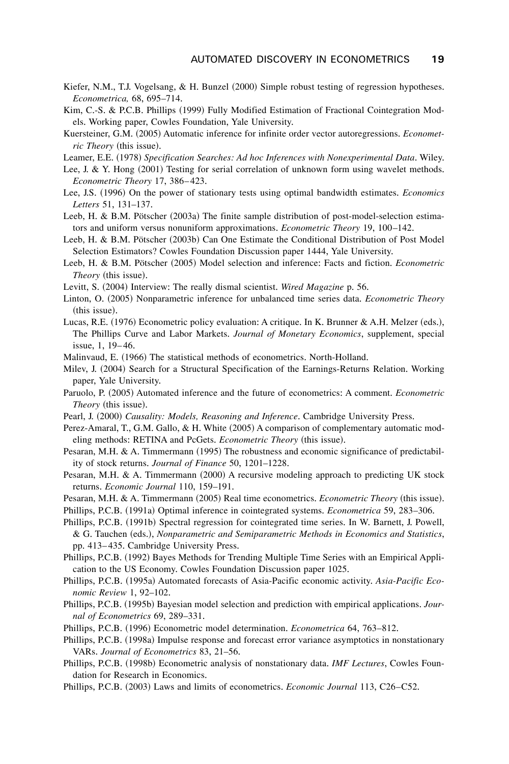Kiefer, N.M., T.J. Vogelsang, & H. Bunzel (2000) Simple robust testing of regression hypotheses. *Econometrica,* 68, 695–714.

Kim, C.-S. & P.C.B. Phillips (1999) Fully Modified Estimation of Fractional Cointegration Models. Working paper, Cowles Foundation, Yale University.

Kuersteiner, G.M. (2005) Automatic inference for infinite order vector autoregressions. *Econometric Theory* (this issue).

Leamer, E.E. (1978) *Specification Searches: Ad hoc Inferences with Nonexperimental Data*. Wiley.

Lee, J. & Y. Hong (2001) Testing for serial correlation of unknown form using wavelet methods. *Econometric Theory* 17, 386–423.

Lee, J.S. (1996) On the power of stationary tests using optimal bandwidth estimates. *Economics Letters* 51, 131–137.

Leeb, H. & B.M. Pötscher (2003a) The finite sample distribution of post-model-selection estimators and uniform versus nonuniform approximations. *Econometric Theory* 19, 100–142.

Leeb, H. & B.M. Pötscher (2003b) Can One Estimate the Conditional Distribution of Post Model Selection Estimators? Cowles Foundation Discussion paper 1444, Yale University.

Leeb, H. & B.M. Pötscher (2005) Model selection and inference: Facts and fiction. *Econometric Theory* (this issue).

Levitt, S. (2004) Interview: The really dismal scientist. *Wired Magazine* p. 56.

Linton, O. (2005) Nonparametric inference for unbalanced time series data. *Econometric Theory* (this issue).

Lucas, R.E. (1976) Econometric policy evaluation: A critique. In K. Brunner & A.H. Melzer (eds.), The Phillips Curve and Labor Markets. *Journal of Monetary Economics*, supplement, special issue, 1, 19–46.

Malinvaud, E. (1966) The statistical methods of econometrics. North-Holland.

Milev, J. (2004) Search for a Structural Specification of the Earnings-Returns Relation. Working paper, Yale University.

Paruolo, P. (2005) Automated inference and the future of econometrics: A comment. *Econometric Theory* (this issue).

Pearl, J. (2000) *Causality: Models, Reasoning and Inference*. Cambridge University Press.

Perez-Amaral, T., G.M. Gallo, & H. White (2005) A comparison of complementary automatic modeling methods: RETINA and PcGets. *Econometric Theory* (this issue).

Pesaran, M.H. & A. Timmermann (1995) The robustness and economic significance of predictability of stock returns. *Journal of Finance* 50, 1201–1228.

Pesaran, M.H. & A. Timmermann (2000) A recursive modeling approach to predicting UK stock returns. *Economic Journal* 110, 159–191.

Pesaran, M.H. & A. Timmermann (2005) Real time econometrics. *Econometric Theory* (this issue).

Phillips, P.C.B. (1991a) Optimal inference in cointegrated systems. *Econometrica* 59, 283–306.

Phillips, P.C.B. (1991b) Spectral regression for cointegrated time series. In W. Barnett, J. Powell, & G. Tauchen (eds.), *Nonparametric and Semiparametric Methods in Economics and Statistics*, pp. 413–435. Cambridge University Press.

Phillips, P.C.B. (1992) Bayes Methods for Trending Multiple Time Series with an Empirical Application to the US Economy. Cowles Foundation Discussion paper 1025.

Phillips, P.C.B. (1995a) Automated forecasts of Asia-Pacific economic activity. *Asia-Pacific Economic Review* 1, 92–102.

Phillips, P.C.B. (1995b) Bayesian model selection and prediction with empirical applications. *Journal of Econometrics* 69, 289–331.

Phillips, P.C.B. (1996) Econometric model determination. *Econometrica* 64, 763–812.

Phillips, P.C.B. (1998a) Impulse response and forecast error variance asymptotics in nonstationary VARs. *Journal of Econometrics* 83, 21–56.

Phillips, P.C.B. (1998b) Econometric analysis of nonstationary data. *IMF Lectures*, Cowles Foundation for Research in Economics.

Phillips, P.C.B. (2003) Laws and limits of econometrics. *Economic Journal* 113, C26–C52.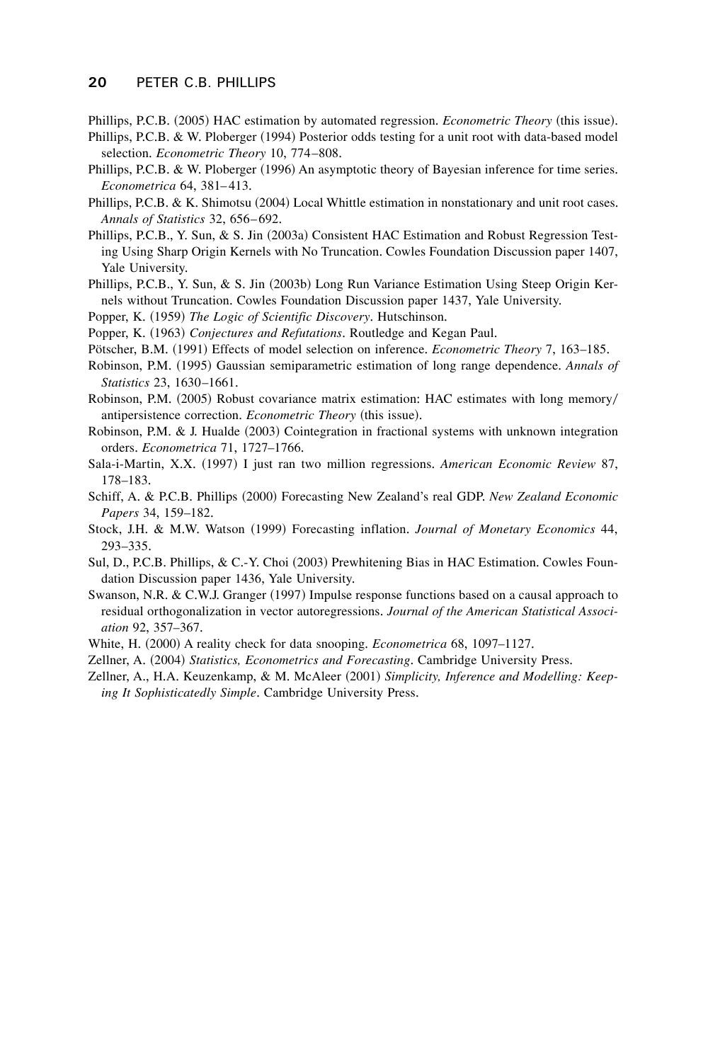Phillips, P.C.B. (2005) HAC estimation by automated regression. *Econometric Theory* (this issue).

Phillips, P.C.B. & W. Ploberger (1994) Posterior odds testing for a unit root with data-based model selection. *Econometric Theory* 10, 774–808.

Phillips, P.C.B. & W. Ploberger (1996) An asymptotic theory of Bayesian inference for time series. *Econometrica* 64, 381–413.

Phillips, P.C.B. & K. Shimotsu (2004) Local Whittle estimation in nonstationary and unit root cases. *Annals of Statistics* 32, 656–692.

Phillips, P.C.B., Y. Sun, & S. Jin (2003a) Consistent HAC Estimation and Robust Regression Testing Using Sharp Origin Kernels with No Truncation. Cowles Foundation Discussion paper 1407, Yale University.

Phillips, P.C.B., Y. Sun, & S. Jin (2003b) Long Run Variance Estimation Using Steep Origin Kernels without Truncation. Cowles Foundation Discussion paper 1437, Yale University.

Popper, K. (1959) *The Logic of Scientific Discovery*. Hutschinson.

Popper, K. (1963) *Conjectures and Refutations*. Routledge and Kegan Paul.

Pötscher, B.M. (1991) Effects of model selection on inference. *Econometric Theory* 7, 163–185.

Robinson, P.M. (1995) Gaussian semiparametric estimation of long range dependence. *Annals of Statistics* 23, 1630–1661.

Robinson, P.M. (2005) Robust covariance matrix estimation: HAC estimates with long memory/antipersistence correction. *Econometric Theory* (this issue).

Robinson, P.M. & J. Hualde (2003) Cointegration in fractional systems with unknown integration orders. *Econometrica* 71, 1727–1766.

Sala-i-Martin, X.X. (1997) I just ran two million regressions. *American Economic Review* 87, 178–183.

Schiff, A. & P.C.B. Phillips (2000) Forecasting New Zealand's real GDP. *New Zealand Economic Papers* 34, 159–182.

Stock, J.H. & M.W. Watson (1999) Forecasting inflation. *Journal of Monetary Economics* 44, 293–335.

Sul, D., P.C.B. Phillips, & C.-Y. Choi (2003) Prewhitening Bias in HAC Estimation. Cowles Foundation Discussion paper 1436, Yale University.

Swanson, N.R. & C.W.J. Granger (1997) Impulse response functions based on a causal approach to residual orthogonalization in vector autoregressions. *Journal of the American Statistical Association* 92, 357–367.

White, H. (2000) A reality check for data snooping. *Econometrica* 68, 1097–1127.

Zellner, A. (2004) *Statistics, Econometrics and Forecasting*. Cambridge University Press.

Zellner, A., H.A. Keuzenkamp, & M. McAleer (2001) *Simplicity, Inference and Modelling: Keeping It Sophisticatedly Simple*. Cambridge University Press.